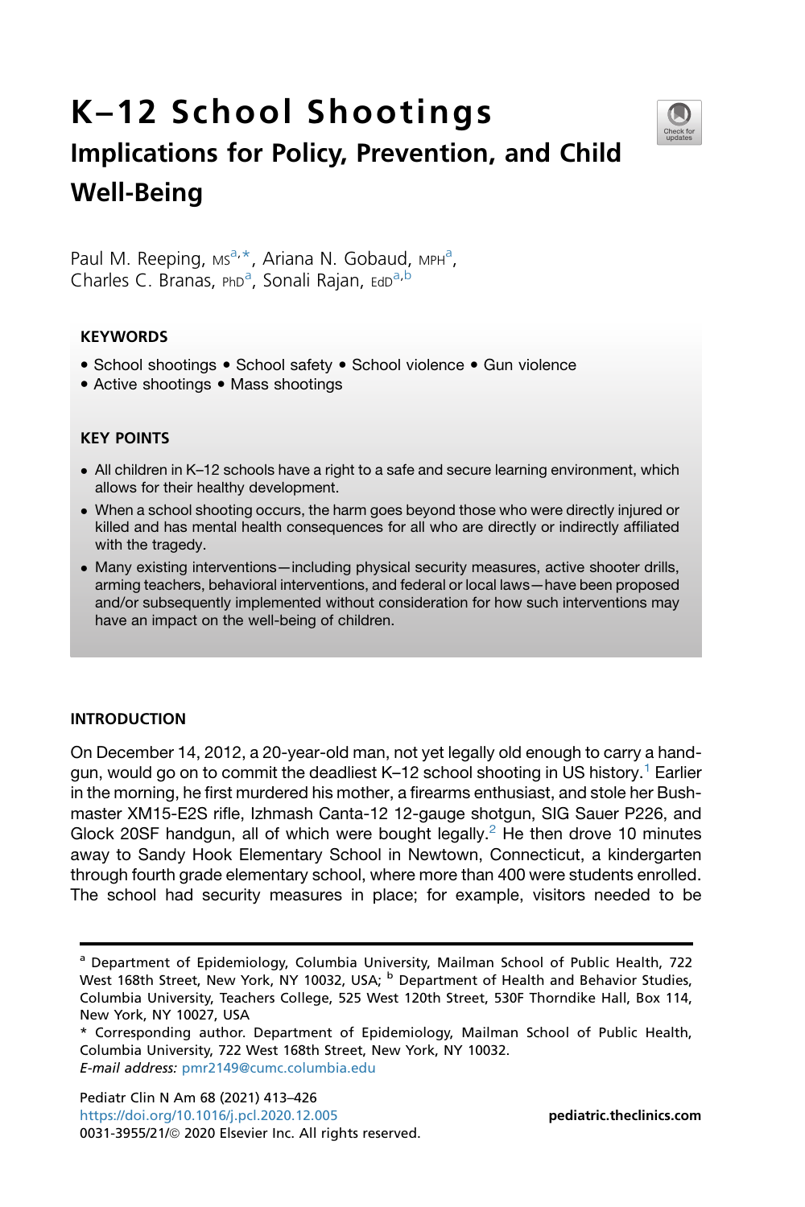# K–12 School Shootings

## Implications for Policy, Prevention, and Child Well-Being

Paul M. Reeping, MS[a,*], Ariana N. Gobaud, MPH[a], Charles C. Branas, PhD[a], Sonali Rajan, EdD[a,b]

### KEYWORDS

- School shootings • School safety • School violence • Gun violence
- Active shootings • Mass shootings

### KEY POINTS

- All children in K–12 schools have a right to a safe and secure learning environment, which allows for their healthy development.
- When a school shooting occurs, the harm goes beyond those who were directly injured or killed and has mental health consequences for all who are directly or indirectly affiliated with the tragedy.
- Many existing interventions—including physical security measures, active shooter drills, arming teachers, behavioral interventions, and federal or local laws—have been proposed and/or subsequently implemented without consideration for how such interventions may have an impact on the well-being of children.

## INTRODUCTION

On December 14, 2012, a 20-year-old man, not yet legally old enough to carry a handgun, would go on to commit the deadliest K–12 school shooting in US history.[1] Earlier in the morning, he first murdered his mother, a firearms enthusiast, and stole her Bushmaster XM15-E2S rifle, Izhmash Canta-12 12-gauge shotgun, SIG Sauer P226, and Glock 20SF handgun, all of which were bought legally.[2] He then drove 10 minutes away to Sandy Hook Elementary School in Newtown, Connecticut, a kindergarten through fourth grade elementary school, where more than 400 were students enrolled. The school had security measures in place; for example, visitors needed to be

---

[a] Department of Epidemiology, Columbia University, Mailman School of Public Health, 722 West 168th Street, New York, NY 10032, USA; [b] Department of Health and Behavior Studies, Columbia University, Teachers College, 525 West 120th Street, 530F Thorndike Hall, Box 114, New York, NY 10027, USA

\* Corresponding author. Department of Epidemiology, Mailman School of Public Health, Columbia University, 722 West 168th Street, New York, NY 10032.

*E-mail address:* pmr2149@cumc.columbia.edu

Pediatr Clin N Am 68 (2021) 413–426
https://doi.org/10.1016/j.pcl.2020.12.005
0031-3955/21/© 2020 Elsevier Inc. All rights reserved.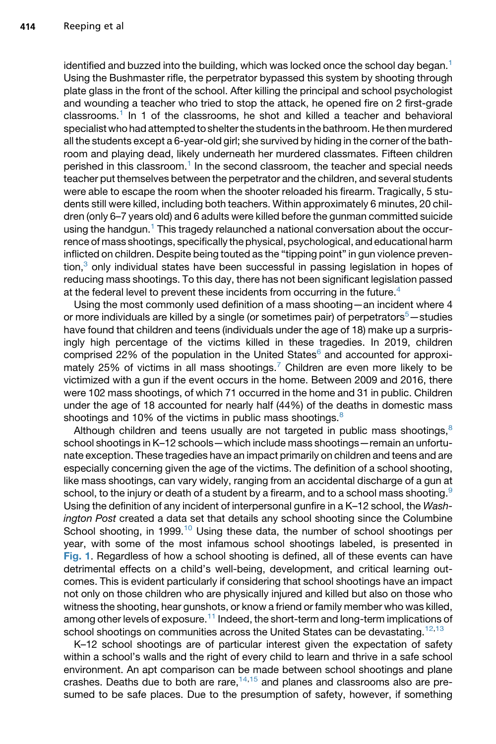identified and buzzed into the building, which was locked once the school day began.[1] Using the Bushmaster rifle, the perpetrator bypassed this system by shooting through plate glass in the front of the school. After killing the principal and school psychologist and wounding a teacher who tried to stop the attack, he opened fire on 2 first-grade classrooms.[1] In 1 of the classrooms, he shot and killed a teacher and behavioral specialist who had attempted to shelter the students in the bathroom. He then murdered all the students except a 6-year-old girl; she survived by hiding in the corner of the bathroom and playing dead, likely underneath her murdered classmates. Fifteen children perished in this classroom.[1] In the second classroom, the teacher and special needs teacher put themselves between the perpetrator and the children, and several students were able to escape the room when the shooter reloaded his firearm. Tragically, 5 students still were killed, including both teachers. Within approximately 6 minutes, 20 children (only 6–7 years old) and 6 adults were killed before the gunman committed suicide using the handgun.[1] This tragedy relaunched a national conversation about the occurrence of mass shootings, specifically the physical, psychological, and educational harm inflicted on children. Despite being touted as the "tipping point" in gun violence prevention,[3] only individual states have been successful in passing legislation in hopes of reducing mass shootings. To this day, there has not been significant legislation passed at the federal level to prevent these incidents from occurring in the future.[4]

Using the most commonly used definition of a mass shooting—an incident where 4 or more individuals are killed by a single (or sometimes pair) of perpetrators[5]—studies have found that children and teens (individuals under the age of 18) make up a surprisingly high percentage of the victims killed in these tragedies. In 2019, children comprised 22% of the population in the United States[6] and accounted for approximately 25% of victims in all mass shootings.[7] Children are even more likely to be victimized with a gun if the event occurs in the home. Between 2009 and 2016, there were 102 mass shootings, of which 71 occurred in the home and 31 in public. Children under the age of 18 accounted for nearly half (44%) of the deaths in domestic mass shootings and 10% of the victims in public mass shootings.[8]

Although children and teens usually are not targeted in public mass shootings,[8] school shootings in K–12 schools—which include mass shootings—remain an unfortunate exception. These tragedies have an impact primarily on children and teens and are especially concerning given the age of the victims. The definition of a school shooting, like mass shootings, can vary widely, ranging from an accidental discharge of a gun at school, to the injury or death of a student by a firearm, and to a school mass shooting.[9] Using the definition of any incident of interpersonal gunfire in a K–12 school, the *Washington Post* created a data set that details any school shooting since the Columbine School shooting, in 1999.[10] Using these data, the number of school shootings per year, with some of the most infamous school shootings labeled, is presented in **Fig. 1**. Regardless of how a school shooting is defined, all of these events can have detrimental effects on a child's well-being, development, and critical learning outcomes. This is evident particularly if considering that school shootings have an impact not only on those children who are physically injured and killed but also on those who witness the shooting, hear gunshots, or know a friend or family member who was killed, among other levels of exposure.[11] Indeed, the short-term and long-term implications of school shootings on communities across the United States can be devastating.[12,13]

K–12 school shootings are of particular interest given the expectation of safety within a school's walls and the right of every child to learn and thrive in a safe school environment. An apt comparison can be made between school shootings and plane crashes. Deaths due to both are rare,[14,15] and planes and classrooms also are presumed to be safe places. Due to the presumption of safety, however, if something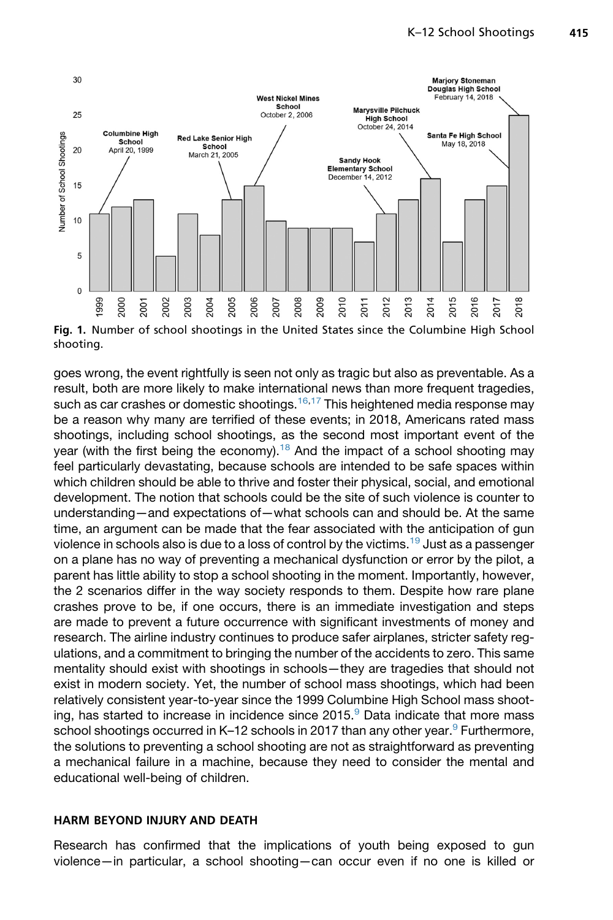**Fig. 1.** Number of school shootings in the United States since the Columbine High School shooting.

goes wrong, the event rightfully is seen not only as tragic but also as preventable. As a result, both are more likely to make international news than more frequent tragedies, such as car crashes or domestic shootings.[16,17] This heightened media response may be a reason why many are terrified of these events; in 2018, Americans rated mass shootings, including school shootings, as the second most important event of the year (with the first being the economy).[18] And the impact of a school shooting may feel particularly devastating, because schools are intended to be safe spaces within which children should be able to thrive and foster their physical, social, and emotional development. The notion that schools could be the site of such violence is counter to understanding—and expectations of—what schools can and should be. At the same time, an argument can be made that the fear associated with the anticipation of gun violence in schools also is due to a loss of control by the victims.[19] Just as a passenger on a plane has no way of preventing a mechanical dysfunction or error by the pilot, a parent has little ability to stop a school shooting in the moment. Importantly, however, the 2 scenarios differ in the way society responds to them. Despite how rare plane crashes prove to be, if one occurs, there is an immediate investigation and steps are made to prevent a future occurrence with significant investments of money and research. The airline industry continues to produce safer airplanes, stricter safety regulations, and a commitment to bringing the number of the accidents to zero. This same mentality should exist with shootings in schools—they are tragedies that should not exist in modern society. Yet, the number of school mass shootings, which had been relatively consistent year-to-year since the 1999 Columbine High School mass shooting, has started to increase in incidence since 2015.[9] Data indicate that more mass school shootings occurred in K–12 schools in 2017 than any other year.[9] Furthermore, the solutions to preventing a school shooting are not as straightforward as preventing a mechanical failure in a machine, because they need to consider the mental and educational well-being of children.

## HARM BEYOND INJURY AND DEATH

Research has confirmed that the implications of youth being exposed to gun violence—in particular, a school shooting—can occur even if no one is killed or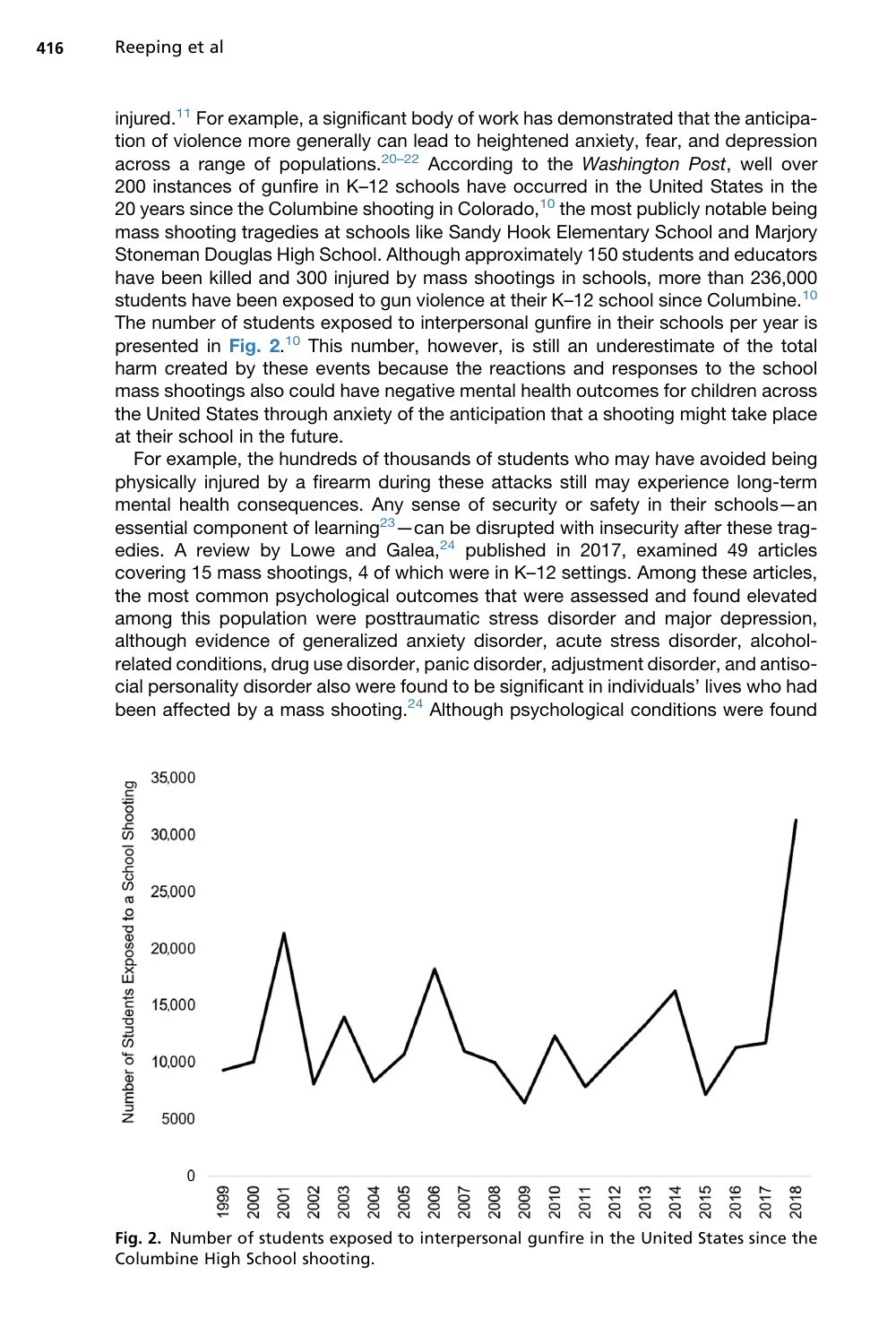injured.[11] For example, a significant body of work has demonstrated that the anticipation of violence more generally can lead to heightened anxiety, fear, and depression across a range of populations.[20–22] According to the *Washington Post*, well over 200 instances of gunfire in K–12 schools have occurred in the United States in the 20 years since the Columbine shooting in Colorado,[10] the most publicly notable being mass shooting tragedies at schools like Sandy Hook Elementary School and Marjory Stoneman Douglas High School. Although approximately 150 students and educators have been killed and 300 injured by mass shootings in schools, more than 236,000 students have been exposed to gun violence at their K–12 school since Columbine.[10] The number of students exposed to interpersonal gunfire in their schools per year is presented in **Fig. 2**.[10] This number, however, is still an underestimate of the total harm created by these events because the reactions and responses to the school mass shootings also could have negative mental health outcomes for children across the United States through anxiety of the anticipation that a shooting might take place at their school in the future.

For example, the hundreds of thousands of students who may have avoided being physically injured by a firearm during these attacks still may experience long-term mental health consequences. Any sense of security or safety in their schools—an essential component of learning[23]—can be disrupted with insecurity after these tragedies. A review by Lowe and Galea,[24] published in 2017, examined 49 articles covering 15 mass shootings, 4 of which were in K–12 settings. Among these articles, the most common psychological outcomes that were assessed and found elevated among this population were posttraumatic stress disorder and major depression, although evidence of generalized anxiety disorder, acute stress disorder, alcohol-related conditions, drug use disorder, panic disorder, adjustment disorder, and antisocial personality disorder also were found to be significant in individuals' lives who had been affected by a mass shooting.[24] Although psychological conditions were found

**Fig. 2.** Number of students exposed to interpersonal gunfire in the United States since the Columbine High School shooting.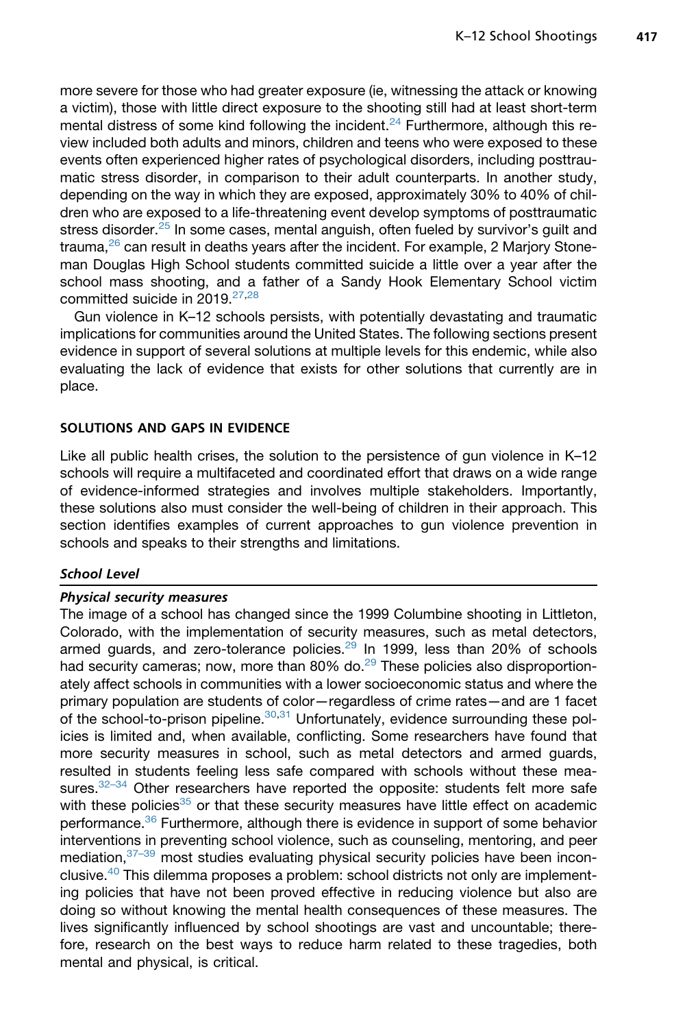more severe for those who had greater exposure (ie, witnessing the attack or knowing a victim), those with little direct exposure to the shooting still had at least short-term mental distress of some kind following the incident.[24] Furthermore, although this review included both adults and minors, children and teens who were exposed to these events often experienced higher rates of psychological disorders, including posttraumatic stress disorder, in comparison to their adult counterparts. In another study, depending on the way in which they are exposed, approximately 30% to 40% of children who are exposed to a life-threatening event develop symptoms of posttraumatic stress disorder.[25] In some cases, mental anguish, often fueled by survivor's guilt and trauma,[26] can result in deaths years after the incident. For example, 2 Marjory Stoneman Douglas High School students committed suicide a little over a year after the school mass shooting, and a father of a Sandy Hook Elementary School victim committed suicide in 2019.[27,28]

Gun violence in K–12 schools persists, with potentially devastating and traumatic implications for communities around the United States. The following sections present evidence in support of several solutions at multiple levels for this endemic, while also evaluating the lack of evidence that exists for other solutions that currently are in place.

## SOLUTIONS AND GAPS IN EVIDENCE

Like all public health crises, the solution to the persistence of gun violence in K–12 schools will require a multifaceted and coordinated effort that draws on a wide range of evidence-informed strategies and involves multiple stakeholders. Importantly, these solutions also must consider the well-being of children in their approach. This section identifies examples of current approaches to gun violence prevention in schools and speaks to their strengths and limitations.

### *School Level*

#### *Physical security measures*

The image of a school has changed since the 1999 Columbine shooting in Littleton, Colorado, with the implementation of security measures, such as metal detectors, armed guards, and zero-tolerance policies.[29] In 1999, less than 20% of schools had security cameras; now, more than 80% do.[29] These policies also disproportionately affect schools in communities with a lower socioeconomic status and where the primary population are students of color—regardless of crime rates—and are 1 facet of the school-to-prison pipeline.[30,31] Unfortunately, evidence surrounding these policies is limited and, when available, conflicting. Some researchers have found that more security measures in school, such as metal detectors and armed guards, resulted in students feeling less safe compared with schools without these measures.[32–34] Other researchers have reported the opposite: students felt more safe with these policies[35] or that these security measures have little effect on academic performance.[36] Furthermore, although there is evidence in support of some behavior interventions in preventing school violence, such as counseling, mentoring, and peer mediation,[37–39] most studies evaluating physical security policies have been inconclusive.[40] This dilemma proposes a problem: school districts not only are implementing policies that have not been proved effective in reducing violence but also are doing so without knowing the mental health consequences of these measures. The lives significantly influenced by school shootings are vast and uncountable; therefore, research on the best ways to reduce harm related to these tragedies, both mental and physical, is critical.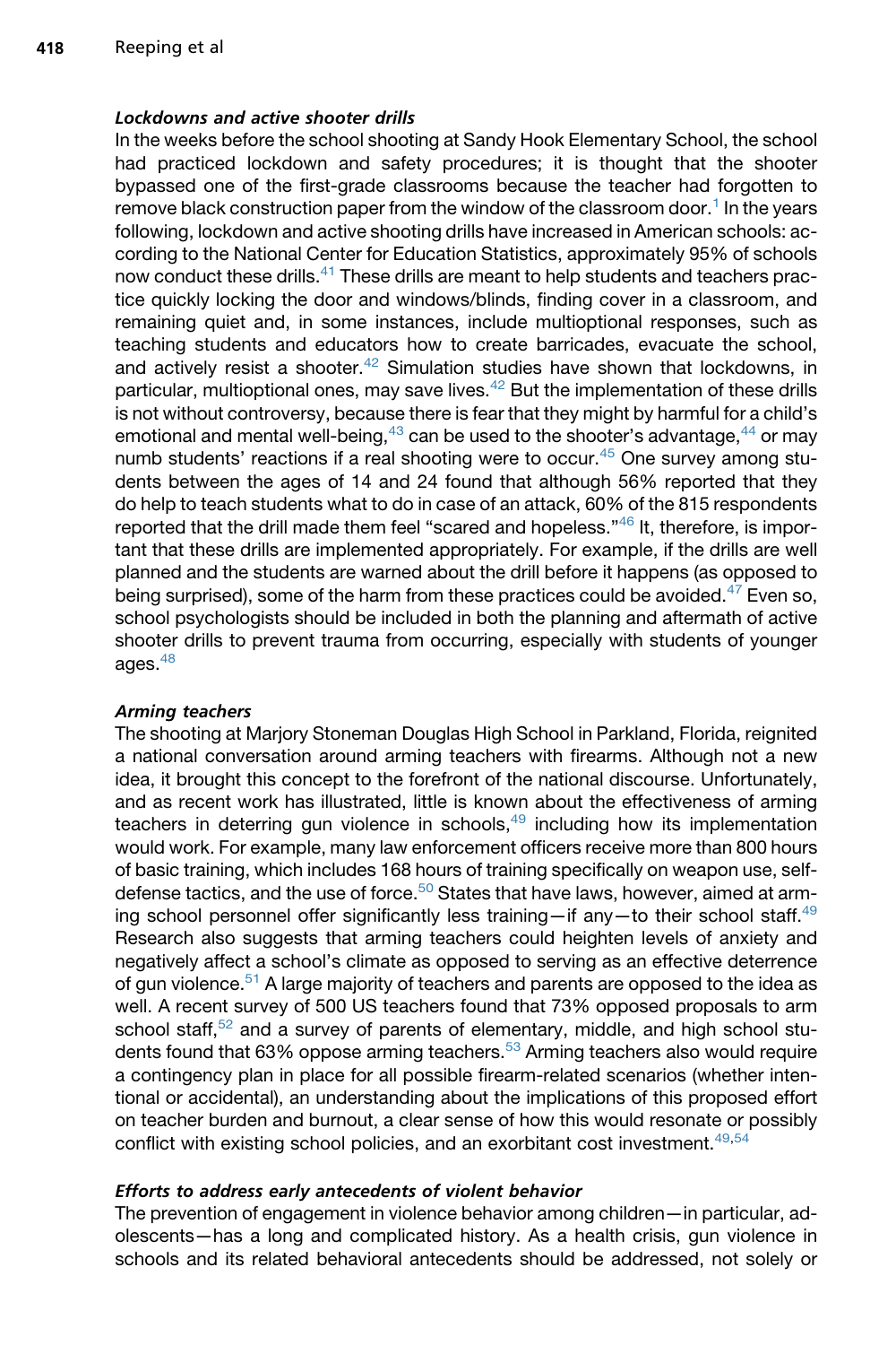### *Lockdowns and active shooter drills*

In the weeks before the school shooting at Sandy Hook Elementary School, the school had practiced lockdown and safety procedures; it is thought that the shooter bypassed one of the first-grade classrooms because the teacher had forgotten to remove black construction paper from the window of the classroom door.[1] In the years following, lockdown and active shooting drills have increased in American schools: according to the National Center for Education Statistics, approximately 95% of schools now conduct these drills.[41] These drills are meant to help students and teachers practice quickly locking the door and windows/blinds, finding cover in a classroom, and remaining quiet and, in some instances, include multioptional responses, such as teaching students and educators how to create barricades, evacuate the school, and actively resist a shooter.[42] Simulation studies have shown that lockdowns, in particular, multioptional ones, may save lives.[42] But the implementation of these drills is not without controversy, because there is fear that they might by harmful for a child's emotional and mental well-being,[43] can be used to the shooter's advantage,[44] or may numb students' reactions if a real shooting were to occur.[45] One survey among students between the ages of 14 and 24 found that although 56% reported that they do help to teach students what to do in case of an attack, 60% of the 815 respondents reported that the drill made them feel "scared and hopeless."[46] It, therefore, is important that these drills are implemented appropriately. For example, if the drills are well planned and the students are warned about the drill before it happens (as opposed to being surprised), some of the harm from these practices could be avoided.[47] Even so, school psychologists should be included in both the planning and aftermath of active shooter drills to prevent trauma from occurring, especially with students of younger ages.[48]

### *Arming teachers*

The shooting at Marjory Stoneman Douglas High School in Parkland, Florida, reignited a national conversation around arming teachers with firearms. Although not a new idea, it brought this concept to the forefront of the national discourse. Unfortunately, and as recent work has illustrated, little is known about the effectiveness of arming teachers in deterring gun violence in schools,[49] including how its implementation would work. For example, many law enforcement officers receive more than 800 hours of basic training, which includes 168 hours of training specifically on weapon use, self-defense tactics, and the use of force.[50] States that have laws, however, aimed at arming school personnel offer significantly less training—if any—to their school staff.[49] Research also suggests that arming teachers could heighten levels of anxiety and negatively affect a school's climate as opposed to serving as an effective deterrence of gun violence.[51] A large majority of teachers and parents are opposed to the idea as well. A recent survey of 500 US teachers found that 73% opposed proposals to arm school staff,[52] and a survey of parents of elementary, middle, and high school students found that 63% oppose arming teachers.[53] Arming teachers also would require a contingency plan in place for all possible firearm-related scenarios (whether intentional or accidental), an understanding about the implications of this proposed effort on teacher burden and burnout, a clear sense of how this would resonate or possibly conflict with existing school policies, and an exorbitant cost investment.[49,54]

### *Efforts to address early antecedents of violent behavior*

The prevention of engagement in violence behavior among children—in particular, adolescents—has a long and complicated history. As a health crisis, gun violence in schools and its related behavioral antecedents should be addressed, not solely or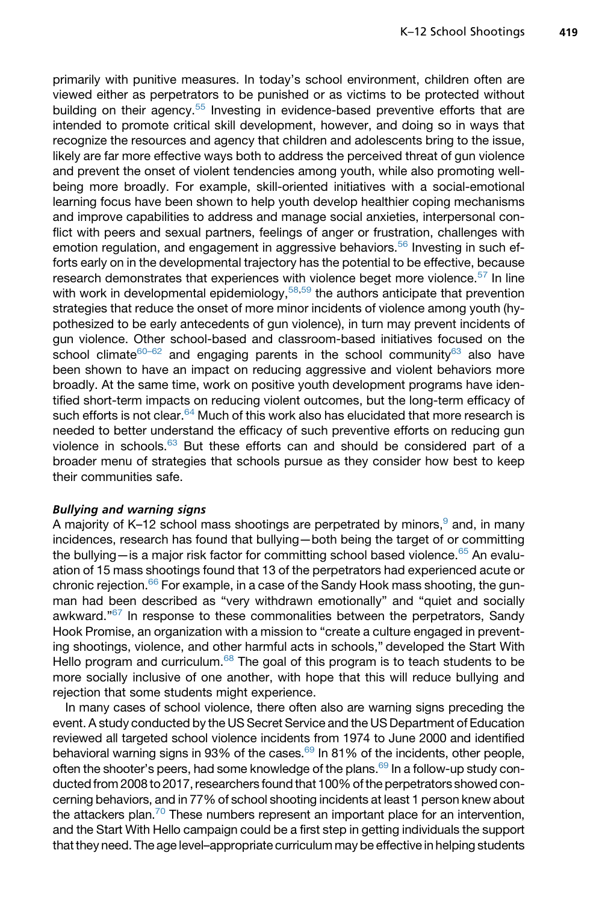primarily with punitive measures. In today's school environment, children often are viewed either as perpetrators to be punished or as victims to be protected without building on their agency.[55] Investing in evidence-based preventive efforts that are intended to promote critical skill development, however, and doing so in ways that recognize the resources and agency that children and adolescents bring to the issue, likely are far more effective ways both to address the perceived threat of gun violence and prevent the onset of violent tendencies among youth, while also promoting well-being more broadly. For example, skill-oriented initiatives with a social-emotional learning focus have been shown to help youth develop healthier coping mechanisms and improve capabilities to address and manage social anxieties, interpersonal conflict with peers and sexual partners, feelings of anger or frustration, challenges with emotion regulation, and engagement in aggressive behaviors.[56] Investing in such efforts early on in the developmental trajectory has the potential to be effective, because research demonstrates that experiences with violence beget more violence.[57] In line with work in developmental epidemiology,[58,59] the authors anticipate that prevention strategies that reduce the onset of more minor incidents of violence among youth (hypothesized to be early antecedents of gun violence), in turn may prevent incidents of gun violence. Other school-based and classroom-based initiatives focused on the school climate[60–62] and engaging parents in the school community[63] also have been shown to have an impact on reducing aggressive and violent behaviors more broadly. At the same time, work on positive youth development programs have identified short-term impacts on reducing violent outcomes, but the long-term efficacy of such efforts is not clear.[64] Much of this work also has elucidated that more research is needed to better understand the efficacy of such preventive efforts on reducing gun violence in schools.[63] But these efforts can and should be considered part of a broader menu of strategies that schools pursue as they consider how best to keep their communities safe.

### *Bullying and warning signs*

A majority of K–12 school mass shootings are perpetrated by minors,[9] and, in many incidences, research has found that bullying—both being the target of or committing the bullying—is a major risk factor for committing school based violence.[65] An evaluation of 15 mass shootings found that 13 of the perpetrators had experienced acute or chronic rejection.[66] For example, in a case of the Sandy Hook mass shooting, the gunman had been described as "very withdrawn emotionally" and "quiet and socially awkward."[67] In response to these commonalities between the perpetrators, Sandy Hook Promise, an organization with a mission to "create a culture engaged in preventing shootings, violence, and other harmful acts in schools," developed the Start With Hello program and curriculum.[68] The goal of this program is to teach students to be more socially inclusive of one another, with hope that this will reduce bullying and rejection that some students might experience.

In many cases of school violence, there often also are warning signs preceding the event. A study conducted by the US Secret Service and the US Department of Education reviewed all targeted school violence incidents from 1974 to June 2000 and identified behavioral warning signs in 93% of the cases.[69] In 81% of the incidents, other people, often the shooter's peers, had some knowledge of the plans.[69] In a follow-up study conducted from 2008 to 2017, researchers found that 100% of the perpetrators showed concerning behaviors, and in 77% of school shooting incidents at least 1 person knew about the attackers plan.[70] These numbers represent an important place for an intervention, and the Start With Hello campaign could be a first step in getting individuals the support that they need. The age level–appropriate curriculum may be effective in helping students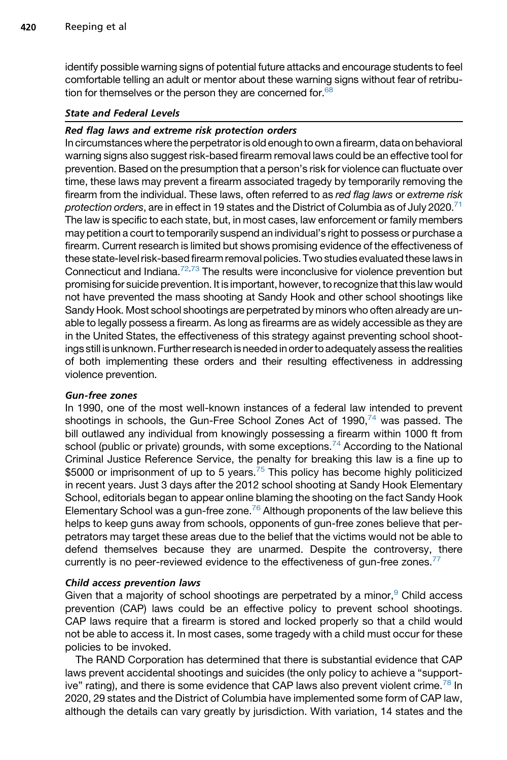identify possible warning signs of potential future attacks and encourage students to feel comfortable telling an adult or mentor about these warning signs without fear of retribution for themselves or the person they are concerned for.[68]

### *State and Federal Levels*

#### *Red flag laws and extreme risk protection orders*

In circumstances where the perpetrator is old enough to own a firearm, data on behavioral warning signs also suggest risk-based firearm removal laws could be an effective tool for prevention. Based on the presumption that a person's risk for violence can fluctuate over time, these laws may prevent a firearm associated tragedy by temporarily removing the firearm from the individual. These laws, often referred to as *red flag laws* or *extreme risk protection orders*, are in effect in 19 states and the District of Columbia as of July 2020.[71] The law is specific to each state, but, in most cases, law enforcement or family members may petition a court to temporarily suspend an individual's right to possess or purchase a firearm. Current research is limited but shows promising evidence of the effectiveness of these state-level risk-based firearm removal policies. Two studies evaluated these laws in Connecticut and Indiana.[72,73] The results were inconclusive for violence prevention but promising for suicide prevention. It is important, however, to recognize that this law would not have prevented the mass shooting at Sandy Hook and other school shootings like Sandy Hook. Most school shootings are perpetrated by minors who often already are unable to legally possess a firearm. As long as firearms are as widely accessible as they are in the United States, the effectiveness of this strategy against preventing school shootings still is unknown. Further research is needed in order to adequately assess the realities of both implementing these orders and their resulting effectiveness in addressing violence prevention.

#### *Gun-free zones*

In 1990, one of the most well-known instances of a federal law intended to prevent shootings in schools, the Gun-Free School Zones Act of 1990,[74] was passed. The bill outlawed any individual from knowingly possessing a firearm within 1000 ft from school (public or private) grounds, with some exceptions.[74] According to the National Criminal Justice Reference Service, the penalty for breaking this law is a fine up to \$5000 or imprisonment of up to 5 years.[75] This policy has become highly politicized in recent years. Just 3 days after the 2012 school shooting at Sandy Hook Elementary School, editorials began to appear online blaming the shooting on the fact Sandy Hook Elementary School was a gun-free zone.[76] Although proponents of the law believe this helps to keep guns away from schools, opponents of gun-free zones believe that perpetrators may target these areas due to the belief that the victims would not be able to defend themselves because they are unarmed. Despite the controversy, there currently is no peer-reviewed evidence to the effectiveness of gun-free zones.[77]

#### *Child access prevention laws*

Given that a majority of school shootings are perpetrated by a minor,[9] Child access prevention (CAP) laws could be an effective policy to prevent school shootings. CAP laws require that a firearm is stored and locked properly so that a child would not be able to access it. In most cases, some tragedy with a child must occur for these policies to be invoked.

The RAND Corporation has determined that there is substantial evidence that CAP laws prevent accidental shootings and suicides (the only policy to achieve a "supportive" rating), and there is some evidence that CAP laws also prevent violent crime.[78] In 2020, 29 states and the District of Columbia have implemented some form of CAP law, although the details can vary greatly by jurisdiction. With variation, 14 states and the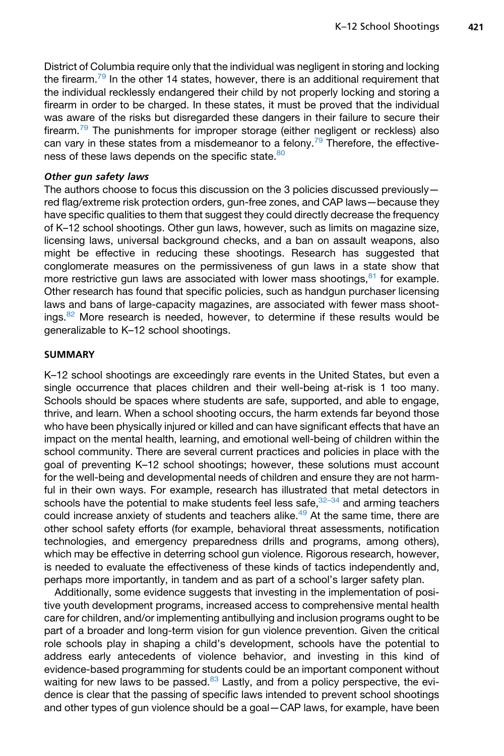District of Columbia require only that the individual was negligent in storing and locking the firearm.[79] In the other 14 states, however, there is an additional requirement that the individual recklessly endangered their child by not properly locking and storing a firearm in order to be charged. In these states, it must be proved that the individual was aware of the risks but disregarded these dangers in their failure to secure their firearm.[79] The punishments for improper storage (either negligent or reckless) also can vary in these states from a misdemeanor to a felony.[79] Therefore, the effectiveness of these laws depends on the specific state.[80]

#### *Other gun safety laws*

The authors choose to focus this discussion on the 3 policies discussed previously—red flag/extreme risk protection orders, gun-free zones, and CAP laws—because they have specific qualities to them that suggest they could directly decrease the frequency of K–12 school shootings. Other gun laws, however, such as limits on magazine size, licensing laws, universal background checks, and a ban on assault weapons, also might be effective in reducing these shootings. Research has suggested that conglomerate measures on the permissiveness of gun laws in a state show that more restrictive gun laws are associated with lower mass shootings,[81] for example. Other research has found that specific policies, such as handgun purchaser licensing laws and bans of large-capacity magazines, are associated with fewer mass shootings.[82] More research is needed, however, to determine if these results would be generalizable to K–12 school shootings.

## SUMMARY

K–12 school shootings are exceedingly rare events in the United States, but even a single occurrence that places children and their well-being at-risk is 1 too many. Schools should be spaces where students are safe, supported, and able to engage, thrive, and learn. When a school shooting occurs, the harm extends far beyond those who have been physically injured or killed and can have significant effects that have an impact on the mental health, learning, and emotional well-being of children within the school community. There are several current practices and policies in place with the goal of preventing K–12 school shootings; however, these solutions must account for the well-being and developmental needs of children and ensure they are not harmful in their own ways. For example, research has illustrated that metal detectors in schools have the potential to make students feel less safe,[32–34] and arming teachers could increase anxiety of students and teachers alike.[49] At the same time, there are other school safety efforts (for example, behavioral threat assessments, notification technologies, and emergency preparedness drills and programs, among others), which may be effective in deterring school gun violence. Rigorous research, however, is needed to evaluate the effectiveness of these kinds of tactics independently and, perhaps more importantly, in tandem and as part of a school's larger safety plan.

Additionally, some evidence suggests that investing in the implementation of positive youth development programs, increased access to comprehensive mental health care for children, and/or implementing antibullying and inclusion programs ought to be part of a broader and long-term vision for gun violence prevention. Given the critical role schools play in shaping a child's development, schools have the potential to address early antecedents of violence behavior, and investing in this kind of evidence-based programming for students could be an important component without waiting for new laws to be passed.[83] Lastly, and from a policy perspective, the evidence is clear that the passing of specific laws intended to prevent school shootings and other types of gun violence should be a goal—CAP laws, for example, have been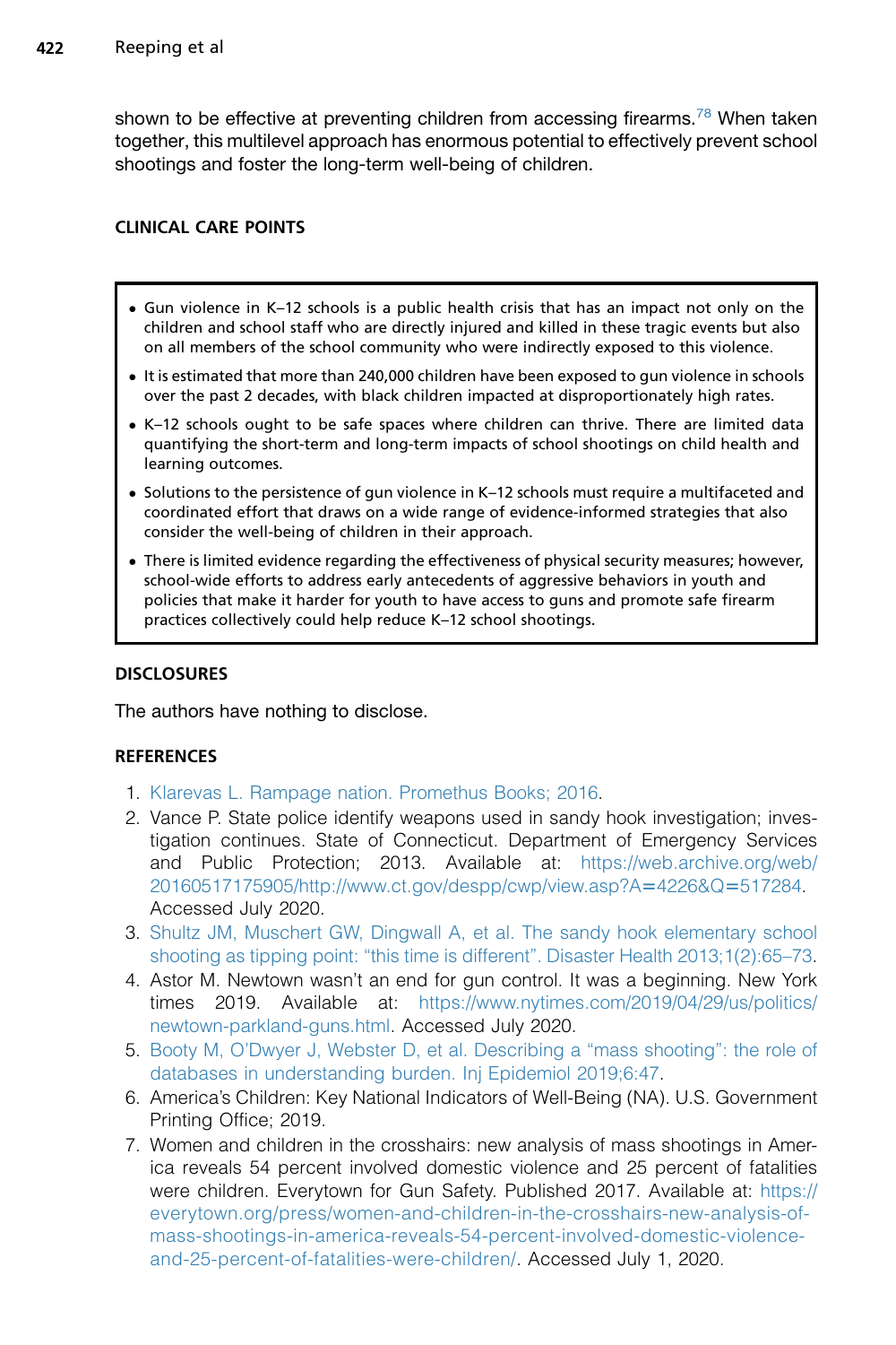shown to be effective at preventing children from accessing firearms.[78] When taken together, this multilevel approach has enormous potential to effectively prevent school shootings and foster the long-term well-being of children.

## CLINICAL CARE POINTS

- Gun violence in K–12 schools is a public health crisis that has an impact not only on the children and school staff who are directly injured and killed in these tragic events but also on all members of the school community who were indirectly exposed to this violence.
- It is estimated that more than 240,000 children have been exposed to gun violence in schools over the past 2 decades, with black children impacted at disproportionately high rates.
- K–12 schools ought to be safe spaces where children can thrive. There are limited data quantifying the short-term and long-term impacts of school shootings on child health and learning outcomes.
- Solutions to the persistence of gun violence in K–12 schools must require a multifaceted and coordinated effort that draws on a wide range of evidence-informed strategies that also consider the well-being of children in their approach.
- There is limited evidence regarding the effectiveness of physical security measures; however, school-wide efforts to address early antecedents of aggressive behaviors in youth and policies that make it harder for youth to have access to guns and promote safe firearm practices collectively could help reduce K–12 school shootings.

## DISCLOSURES

The authors have nothing to disclose.

## REFERENCES

1. Klarevas L. Rampage nation. Promethus Books; 2016.
2. Vance P. State police identify weapons used in sandy hook investigation; investigation continues. State of Connecticut. Department of Emergency Services and Public Protection; 2013. Available at: https://web.archive.org/web/20160517175905/http://www.ct.gov/despp/cwp/view.asp?A=4226&Q=517284. Accessed July 2020.
3. Shultz JM, Muschert GW, Dingwall A, et al. The sandy hook elementary school shooting as tipping point: "this time is different". Disaster Health 2013;1(2):65–73.
4. Astor M. Newtown wasn't an end for gun control. It was a beginning. New York times 2019. Available at: https://www.nytimes.com/2019/04/29/us/politics/newtown-parkland-guns.html. Accessed July 2020.
5. Booty M, O'Dwyer J, Webster D, et al. Describing a "mass shooting": the role of databases in understanding burden. Inj Epidemiol 2019;6:47.
6. America's Children: Key National Indicators of Well-Being (NA). U.S. Government Printing Office; 2019.
7. Women and children in the crosshairs: new analysis of mass shootings in America reveals 54 percent involved domestic violence and 25 percent of fatalities were children. Everytown for Gun Safety. Published 2017. Available at: https://everytown.org/press/women-and-children-in-the-crosshairs-new-analysis-of-mass-shootings-in-america-reveals-54-percent-involved-domestic-violence-and-25-percent-of-fatalities-were-children/. Accessed July 1, 2020.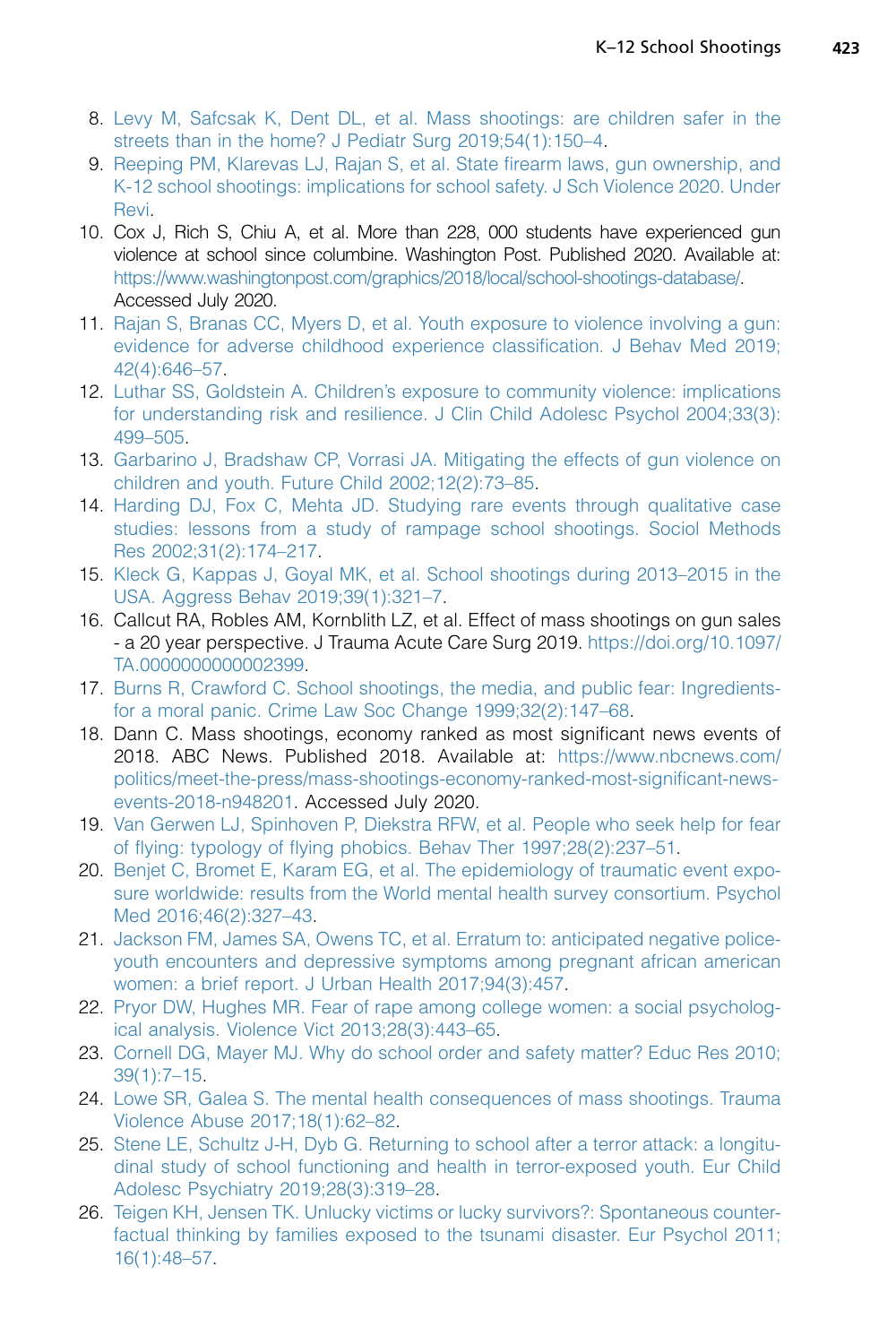8. Levy M, Safcsak K, Dent DL, et al. Mass shootings: are children safer in the streets than in the home? J Pediatr Surg 2019;54(1):150–4.
9. Reeping PM, Klarevas LJ, Rajan S, et al. State firearm laws, gun ownership, and K-12 school shootings: implications for school safety. J Sch Violence 2020. Under Revi.
10. Cox J, Rich S, Chiu A, et al. More than 228, 000 students have experienced gun violence at school since columbine. Washington Post. Published 2020. Available at: https://www.washingtonpost.com/graphics/2018/local/school-shootings-database/. Accessed July 2020.
11. Rajan S, Branas CC, Myers D, et al. Youth exposure to violence involving a gun: evidence for adverse childhood experience classification. J Behav Med 2019; 42(4):646–57.
12. Luthar SS, Goldstein A. Children's exposure to community violence: implications for understanding risk and resilience. J Clin Child Adolesc Psychol 2004;33(3): 499–505.
13. Garbarino J, Bradshaw CP, Vorrasi JA. Mitigating the effects of gun violence on children and youth. Future Child 2002;12(2):73–85.
14. Harding DJ, Fox C, Mehta JD. Studying rare events through qualitative case studies: lessons from a study of rampage school shootings. Sociol Methods Res 2002;31(2):174–217.
15. Kleck G, Kappas J, Goyal MK, et al. School shootings during 2013–2015 in the USA. Aggress Behav 2019;39(1):321–7.
16. Callcut RA, Robles AM, Kornblith LZ, et al. Effect of mass shootings on gun sales - a 20 year perspective. J Trauma Acute Care Surg 2019. https://doi.org/10.1097/TA.0000000000002399.
17. Burns R, Crawford C. School shootings, the media, and public fear: Ingredients-for a moral panic. Crime Law Soc Change 1999;32(2):147–68.
18. Dann C. Mass shootings, economy ranked as most significant news events of 2018. ABC News. Published 2018. Available at: https://www.nbcnews.com/politics/meet-the-press/mass-shootings-economy-ranked-most-significant-news-events-2018-n948201. Accessed July 2020.
19. Van Gerwen LJ, Spinhoven P, Diekstra RFW, et al. People who seek help for fear of flying: typology of flying phobics. Behav Ther 1997;28(2):237–51.
20. Benjet C, Bromet E, Karam EG, et al. The epidemiology of traumatic event exposure worldwide: results from the World mental health survey consortium. Psychol Med 2016;46(2):327–43.
21. Jackson FM, James SA, Owens TC, et al. Erratum to: anticipated negative police-youth encounters and depressive symptoms among pregnant african american women: a brief report. J Urban Health 2017;94(3):457.
22. Pryor DW, Hughes MR. Fear of rape among college women: a social psychological analysis. Violence Vict 2013;28(3):443–65.
23. Cornell DG, Mayer MJ. Why do school order and safety matter? Educ Res 2010; 39(1):7–15.
24. Lowe SR, Galea S. The mental health consequences of mass shootings. Trauma Violence Abuse 2017;18(1):62–82.
25. Stene LE, Schultz J-H, Dyb G. Returning to school after a terror attack: a longitudinal study of school functioning and health in terror-exposed youth. Eur Child Adolesc Psychiatry 2019;28(3):319–28.
26. Teigen KH, Jensen TK. Unlucky victims or lucky survivors?: Spontaneous counterfactual thinking by families exposed to the tsunami disaster. Eur Psychol 2011; 16(1):48–57.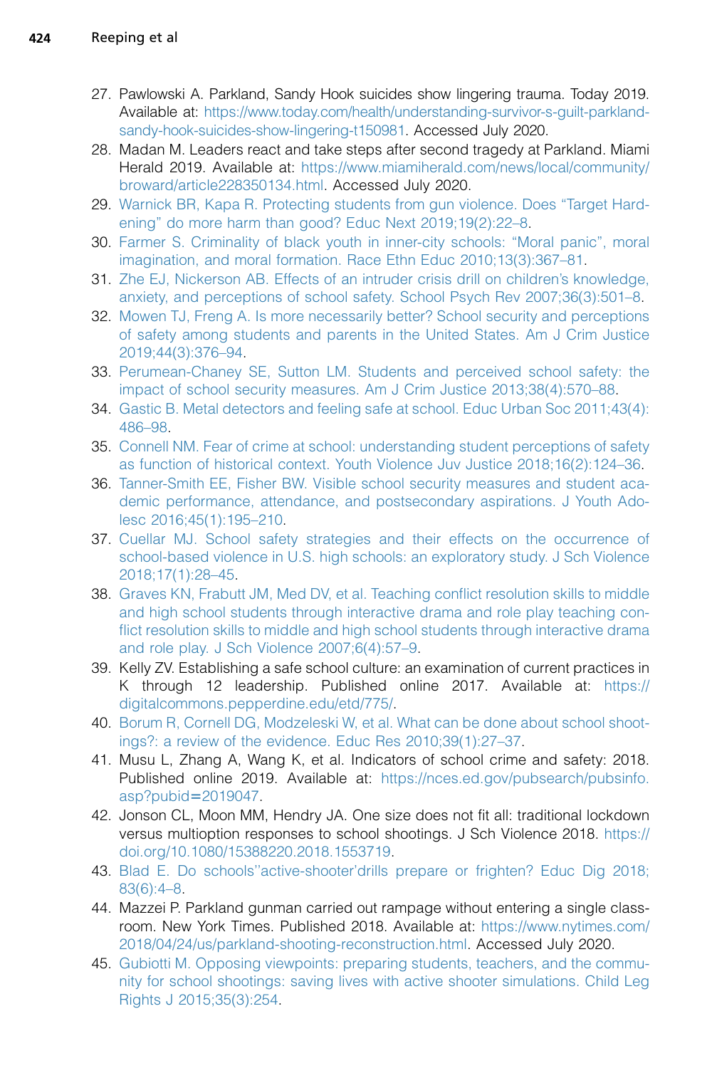27. Pawlowski A. Parkland, Sandy Hook suicides show lingering trauma. Today 2019. Available at: https://www.today.com/health/understanding-survivor-s-guilt-parkland-sandy-hook-suicides-show-lingering-t150981. Accessed July 2020.
28. Madan M. Leaders react and take steps after second tragedy at Parkland. Miami Herald 2019. Available at: https://www.miamiherald.com/news/local/community/broward/article228350134.html. Accessed July 2020.
29. Warnick BR, Kapa R. Protecting students from gun violence. Does "Target Hardening" do more harm than good? Educ Next 2019;19(2):22–8.
30. Farmer S. Criminality of black youth in inner-city schools: "Moral panic", moral imagination, and moral formation. Race Ethn Educ 2010;13(3):367–81.
31. Zhe EJ, Nickerson AB. Effects of an intruder crisis drill on children's knowledge, anxiety, and perceptions of school safety. School Psych Rev 2007;36(3):501–8.
32. Mowen TJ, Freng A. Is more necessarily better? School security and perceptions of safety among students and parents in the United States. Am J Crim Justice 2019;44(3):376–94.
33. Perumean-Chaney SE, Sutton LM. Students and perceived school safety: the impact of school security measures. Am J Crim Justice 2013;38(4):570–88.
34. Gastic B. Metal detectors and feeling safe at school. Educ Urban Soc 2011;43(4):486–98.
35. Connell NM. Fear of crime at school: understanding student perceptions of safety as function of historical context. Youth Violence Juv Justice 2018;16(2):124–36.
36. Tanner-Smith EE, Fisher BW. Visible school security measures and student academic performance, attendance, and postsecondary aspirations. J Youth Adolesc 2016;45(1):195–210.
37. Cuellar MJ. School safety strategies and their effects on the occurrence of school-based violence in U.S. high schools: an exploratory study. J Sch Violence 2018;17(1):28–45.
38. Graves KN, Frabutt JM, Med DV, et al. Teaching conflict resolution skills to middle and high school students through interactive drama and role play teaching conflict resolution skills to middle and high school students through interactive drama and role play. J Sch Violence 2007;6(4):57–9.
39. Kelly ZV. Establishing a safe school culture: an examination of current practices in K through 12 leadership. Published online 2017. Available at: https://digitalcommons.pepperdine.edu/etd/775/.
40. Borum R, Cornell DG, Modzeleski W, et al. What can be done about school shootings?: a review of the evidence. Educ Res 2010;39(1):27–37.
41. Musu L, Zhang A, Wang K, et al. Indicators of school crime and safety: 2018. Published online 2019. Available at: https://nces.ed.gov/pubsearch/pubsinfo.asp?pubid=2019047.
42. Jonson CL, Moon MM, Hendry JA. One size does not fit all: traditional lockdown versus multioption responses to school shootings. J Sch Violence 2018. https://doi.org/10.1080/15388220.2018.1553719.
43. Blad E. Do schools''active-shooter'drills prepare or frighten? Educ Dig 2018;83(6):4–8.
44. Mazzei P. Parkland gunman carried out rampage without entering a single classroom. New York Times. Published 2018. Available at: https://www.nytimes.com/2018/04/24/us/parkland-shooting-reconstruction.html. Accessed July 2020.
45. Gubiotti M. Opposing viewpoints: preparing students, teachers, and the community for school shootings: saving lives with active shooter simulations. Child Leg Rights J 2015;35(3):254.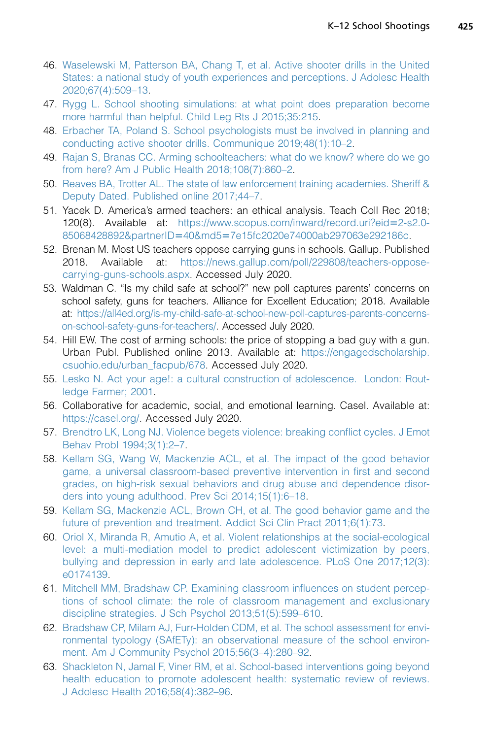46. Waselewski M, Patterson BA, Chang T, et al. Active shooter drills in the United States: a national study of youth experiences and perceptions. J Adolesc Health 2020;67(4):509–13.
47. Rygg L. School shooting simulations: at what point does preparation become more harmful than helpful. Child Leg Rts J 2015;35:215.
48. Erbacher TA, Poland S. School psychologists must be involved in planning and conducting active shooter drills. Communique 2019;48(1):10–2.
49. Rajan S, Branas CC. Arming schoolteachers: what do we know? where do we go from here? Am J Public Health 2018;108(7):860–2.
50. Reaves BA, Trotter AL. The state of law enforcement training academies. Sheriff & Deputy Dated. Published online 2017;44–7.
51. Yacek D. America's armed teachers: an ethical analysis. Teach Coll Rec 2018; 120(8). Available at: https://www.scopus.com/inward/record.uri?eid=2-s2.0-85068428892&partnerID=40&md5=7e15fc2020e74000ab297063e292186c.
52. Brenan M. Most US teachers oppose carrying guns in schools. Gallup. Published 2018. Available at: https://news.gallup.com/poll/229808/teachers-oppose-carrying-guns-schools.aspx. Accessed July 2020.
53. Waldman C. "Is my child safe at school?" new poll captures parents' concerns on school safety, guns for teachers. Alliance for Excellent Education; 2018. Available at: https://all4ed.org/is-my-child-safe-at-school-new-poll-captures-parents-concerns-on-school-safety-guns-for-teachers/. Accessed July 2020.
54. Hill EW. The cost of arming schools: the price of stopping a bad guy with a gun. Urban Publ. Published online 2013. Available at: https://engagedscholarship.csuohio.edu/urban_facpub/678. Accessed July 2020.
55. Lesko N. Act your age!: a cultural construction of adolescence. London: Routledge Farmer; 2001.
56. Collaborative for academic, social, and emotional learning. Casel. Available at: https://casel.org/. Accessed July 2020.
57. Brendtro LK, Long NJ. Violence begets violence: breaking conflict cycles. J Emot Behav Probl 1994;3(1):2–7.
58. Kellam SG, Wang W, Mackenzie ACL, et al. The impact of the good behavior game, a universal classroom-based preventive intervention in first and second grades, on high-risk sexual behaviors and drug abuse and dependence disorders into young adulthood. Prev Sci 2014;15(1):6–18.
59. Kellam SG, Mackenzie ACL, Brown CH, et al. The good behavior game and the future of prevention and treatment. Addict Sci Clin Pract 2011;6(1):73.
60. Oriol X, Miranda R, Amutio A, et al. Violent relationships at the social-ecological level: a multi-mediation model to predict adolescent victimization by peers, bullying and depression in early and late adolescence. PLoS One 2017;12(3): e0174139.
61. Mitchell MM, Bradshaw CP. Examining classroom influences on student perceptions of school climate: the role of classroom management and exclusionary discipline strategies. J Sch Psychol 2013;51(5):599–610.
62. Bradshaw CP, Milam AJ, Furr-Holden CDM, et al. The school assessment for environmental typology (SAfETy): an observational measure of the school environment. Am J Community Psychol 2015;56(3–4):280–92.
63. Shackleton N, Jamal F, Viner RM, et al. School-based interventions going beyond health education to promote adolescent health: systematic review of reviews. J Adolesc Health 2016;58(4):382–96.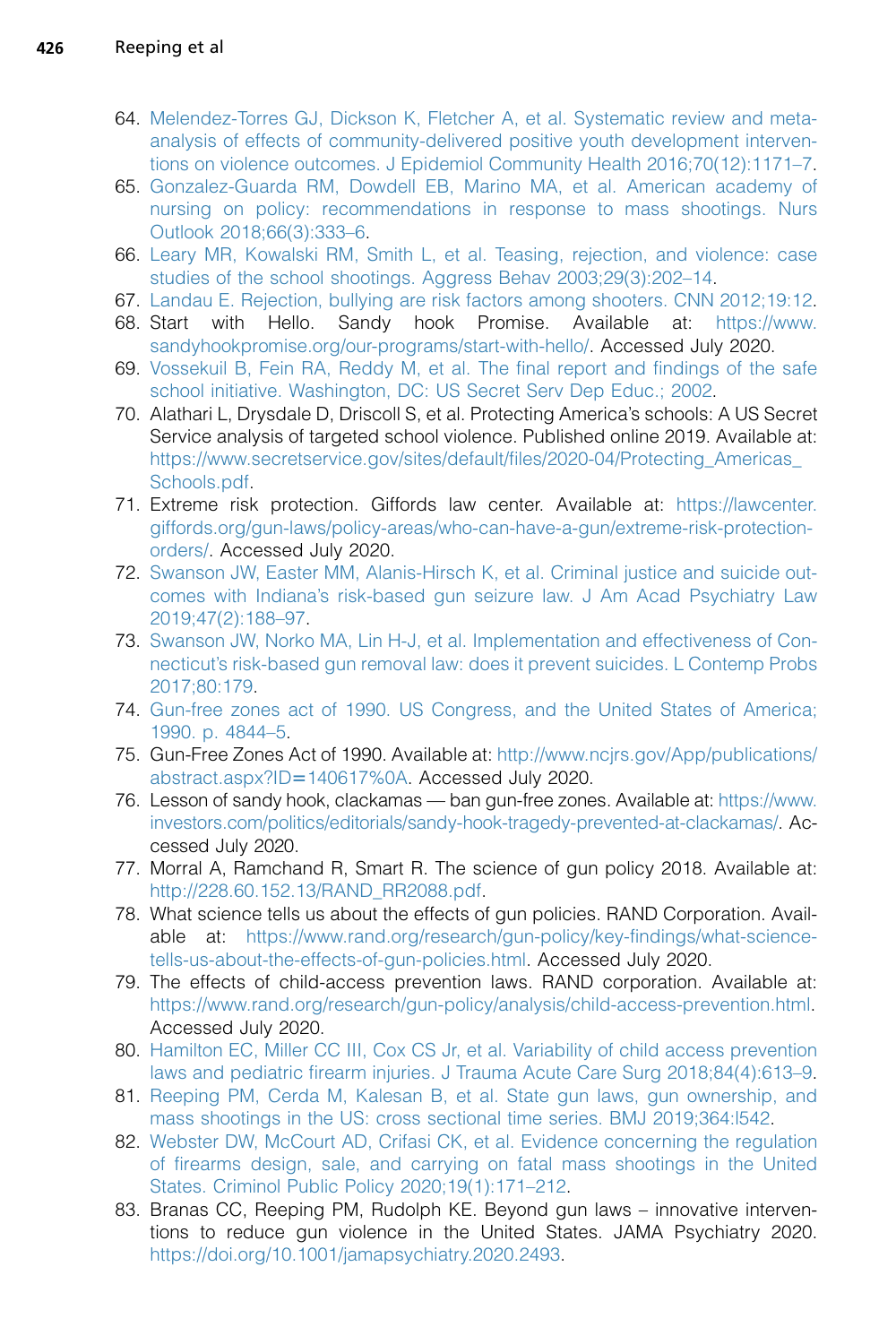64. Melendez-Torres GJ, Dickson K, Fletcher A, et al. Systematic review and meta-analysis of effects of community-delivered positive youth development interventions on violence outcomes. J Epidemiol Community Health 2016;70(12):1171–7.
65. Gonzalez-Guarda RM, Dowdell EB, Marino MA, et al. American academy of nursing on policy: recommendations in response to mass shootings. Nurs Outlook 2018;66(3):333–6.
66. Leary MR, Kowalski RM, Smith L, et al. Teasing, rejection, and violence: case studies of the school shootings. Aggress Behav 2003;29(3):202–14.
67. Landau E. Rejection, bullying are risk factors among shooters. CNN 2012;19:12.
68. Start with Hello. Sandy hook Promise. Available at: https://www.sandyhookpromise.org/our-programs/start-with-hello/. Accessed July 2020.
69. Vossekuil B, Fein RA, Reddy M, et al. The final report and findings of the safe school initiative. Washington, DC: US Secret Serv Dep Educ.; 2002.
70. Alathari L, Drysdale D, Driscoll S, et al. Protecting America's schools: A US Secret Service analysis of targeted school violence. Published online 2019. Available at: https://www.secretservice.gov/sites/default/files/2020-04/Protecting_Americas_Schools.pdf.
71. Extreme risk protection. Giffords law center. Available at: https://lawcenter.giffords.org/gun-laws/policy-areas/who-can-have-a-gun/extreme-risk-protection-orders/. Accessed July 2020.
72. Swanson JW, Easter MM, Alanis-Hirsch K, et al. Criminal justice and suicide outcomes with Indiana's risk-based gun seizure law. J Am Acad Psychiatry Law 2019;47(2):188–97.
73. Swanson JW, Norko MA, Lin H-J, et al. Implementation and effectiveness of Connecticut's risk-based gun removal law: does it prevent suicides. L Contemp Probs 2017;80:179.
74. Gun-free zones act of 1990. US Congress, and the United States of America; 1990. p. 4844–5.
75. Gun-Free Zones Act of 1990. Available at: http://www.ncjrs.gov/App/publications/abstract.aspx?ID=140617%0A. Accessed July 2020.
76. Lesson of sandy hook, clackamas — ban gun-free zones. Available at: https://www.investors.com/politics/editorials/sandy-hook-tragedy-prevented-at-clackamas/. Accessed July 2020.
77. Morral A, Ramchand R, Smart R. The science of gun policy 2018. Available at: http://228.60.152.13/RAND_RR2088.pdf.
78. What science tells us about the effects of gun policies. RAND Corporation. Available at: https://www.rand.org/research/gun-policy/key-findings/what-science-tells-us-about-the-effects-of-gun-policies.html. Accessed July 2020.
79. The effects of child-access prevention laws. RAND corporation. Available at: https://www.rand.org/research/gun-policy/analysis/child-access-prevention.html. Accessed July 2020.
80. Hamilton EC, Miller CC III, Cox CS Jr, et al. Variability of child access prevention laws and pediatric firearm injuries. J Trauma Acute Care Surg 2018;84(4):613–9.
81. Reeping PM, Cerda M, Kalesan B, et al. State gun laws, gun ownership, and mass shootings in the US: cross sectional time series. BMJ 2019;364:l542.
82. Webster DW, McCourt AD, Crifasi CK, et al. Evidence concerning the regulation of firearms design, sale, and carrying on fatal mass shootings in the United States. Criminol Public Policy 2020;19(1):171–212.
83. Branas CC, Reeping PM, Rudolph KE. Beyond gun laws – innovative interventions to reduce gun violence in the United States. JAMA Psychiatry 2020. https://doi.org/10.1001/jamapsychiatry.2020.2493.